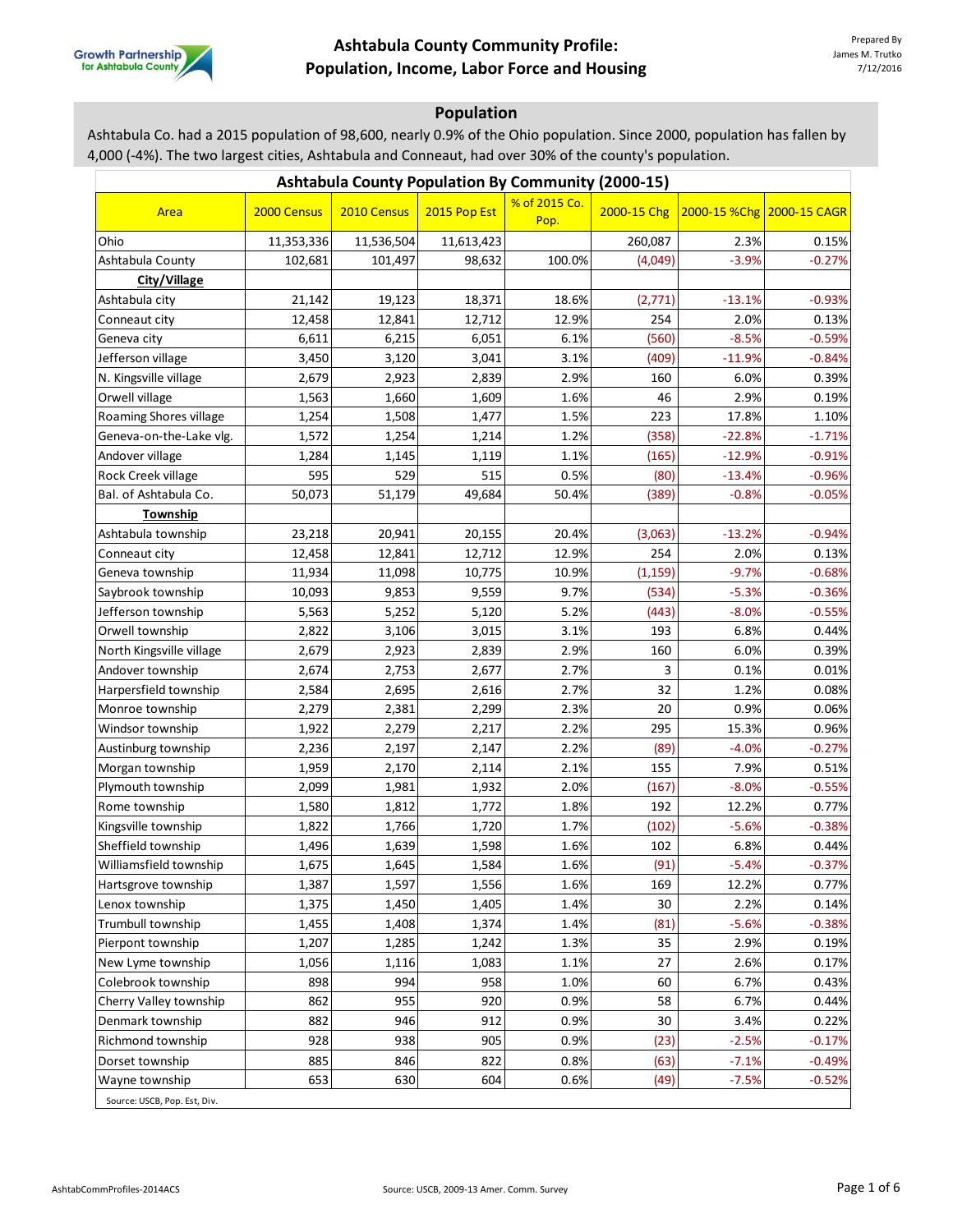# Ashtabula County Community Profile: Population, Income, Labor Force and Housing

Prepared By
James M. Trutko
7/12/2016

## Population

Ashtabula Co. had a 2015 population of 98,600, nearly 0.9% of the Ohio population. Since 2000, population has fallen by 4,000 (-4%). The two largest cities, Ashtabula and Conneaut, had over 30% of the county's population.

**Ashtabula County Population By Community (2000-15)**

| Area | 2000 Census | 2010 Census | 2015 Pop Est | % of 2015 Co. Pop. | 2000-15 Chg | 2000-15 %Chg | 2000-15 CAGR |
|---|---|---|---|---|---|---|---|
| Ohio | 11,353,336 | 11,536,504 | 11,613,423 | | 260,087 | 2.3% | 0.15% |
| Ashtabula County | 102,681 | 101,497 | 98,632 | 100.0% | (4,049) | -3.9% | -0.27% |
| **City/Village** | | | | | | | |
| Ashtabula city | 21,142 | 19,123 | 18,371 | 18.6% | (2,771) | -13.1% | -0.93% |
| Conneaut city | 12,458 | 12,841 | 12,712 | 12.9% | 254 | 2.0% | 0.13% |
| Geneva city | 6,611 | 6,215 | 6,051 | 6.1% | (560) | -8.5% | -0.59% |
| Jefferson village | 3,450 | 3,120 | 3,041 | 3.1% | (409) | -11.9% | -0.84% |
| N. Kingsville village | 2,679 | 2,923 | 2,839 | 2.9% | 160 | 6.0% | 0.39% |
| Orwell village | 1,563 | 1,660 | 1,609 | 1.6% | 46 | 2.9% | 0.19% |
| Roaming Shores village | 1,254 | 1,508 | 1,477 | 1.5% | 223 | 17.8% | 1.10% |
| Geneva-on-the-Lake vlg. | 1,572 | 1,254 | 1,214 | 1.2% | (358) | -22.8% | -1.71% |
| Andover village | 1,284 | 1,145 | 1,119 | 1.1% | (165) | -12.9% | -0.91% |
| Rock Creek village | 595 | 529 | 515 | 0.5% | (80) | -13.4% | -0.96% |
| Bal. of Ashtabula Co. | 50,073 | 51,179 | 49,684 | 50.4% | (389) | -0.8% | -0.05% |
| **Township** | | | | | | | |
| Ashtabula township | 23,218 | 20,941 | 20,155 | 20.4% | (3,063) | -13.2% | -0.94% |
| Conneaut city | 12,458 | 12,841 | 12,712 | 12.9% | 254 | 2.0% | 0.13% |
| Geneva township | 11,934 | 11,098 | 10,775 | 10.9% | (1,159) | -9.7% | -0.68% |
| Saybrook township | 10,093 | 9,853 | 9,559 | 9.7% | (534) | -5.3% | -0.36% |
| Jefferson township | 5,563 | 5,252 | 5,120 | 5.2% | (443) | -8.0% | -0.55% |
| Orwell township | 2,822 | 3,106 | 3,015 | 3.1% | 193 | 6.8% | 0.44% |
| North Kingsville village | 2,679 | 2,923 | 2,839 | 2.9% | 160 | 6.0% | 0.39% |
| Andover township | 2,674 | 2,753 | 2,677 | 2.7% | 3 | 0.1% | 0.01% |
| Harpersfield township | 2,584 | 2,695 | 2,616 | 2.7% | 32 | 1.2% | 0.08% |
| Monroe township | 2,279 | 2,381 | 2,299 | 2.3% | 20 | 0.9% | 0.06% |
| Windsor township | 1,922 | 2,279 | 2,217 | 2.2% | 295 | 15.3% | 0.96% |
| Austinburg township | 2,236 | 2,197 | 2,147 | 2.2% | (89) | -4.0% | -0.27% |
| Morgan township | 1,959 | 2,170 | 2,114 | 2.1% | 155 | 7.9% | 0.51% |
| Plymouth township | 2,099 | 1,981 | 1,932 | 2.0% | (167) | -8.0% | -0.55% |
| Rome township | 1,580 | 1,812 | 1,772 | 1.8% | 192 | 12.2% | 0.77% |
| Kingsville township | 1,822 | 1,766 | 1,720 | 1.7% | (102) | -5.6% | -0.38% |
| Sheffield township | 1,496 | 1,639 | 1,598 | 1.6% | 102 | 6.8% | 0.44% |
| Williamsfield township | 1,675 | 1,645 | 1,584 | 1.6% | (91) | -5.4% | -0.37% |
| Hartsgrove township | 1,387 | 1,597 | 1,556 | 1.6% | 169 | 12.2% | 0.77% |
| Lenox township | 1,375 | 1,450 | 1,405 | 1.4% | 30 | 2.2% | 0.14% |
| Trumbull township | 1,455 | 1,408 | 1,374 | 1.4% | (81) | -5.6% | -0.38% |
| Pierpont township | 1,207 | 1,285 | 1,242 | 1.3% | 35 | 2.9% | 0.19% |
| New Lyme township | 1,056 | 1,116 | 1,083 | 1.1% | 27 | 2.6% | 0.17% |
| Colebrook township | 898 | 994 | 958 | 1.0% | 60 | 6.7% | 0.43% |
| Cherry Valley township | 862 | 955 | 920 | 0.9% | 58 | 6.7% | 0.44% |
| Denmark township | 882 | 946 | 912 | 0.9% | 30 | 3.4% | 0.22% |
| Richmond township | 928 | 938 | 905 | 0.9% | (23) | -2.5% | -0.17% |
| Dorset township | 885 | 846 | 822 | 0.8% | (63) | -7.1% | -0.49% |
| Wayne township | 653 | 630 | 604 | 0.6% | (49) | -7.5% | -0.52% |

Source: USCB, Pop. Est, Div.

Source: USCB, 2009-13 Amer. Comm. Survey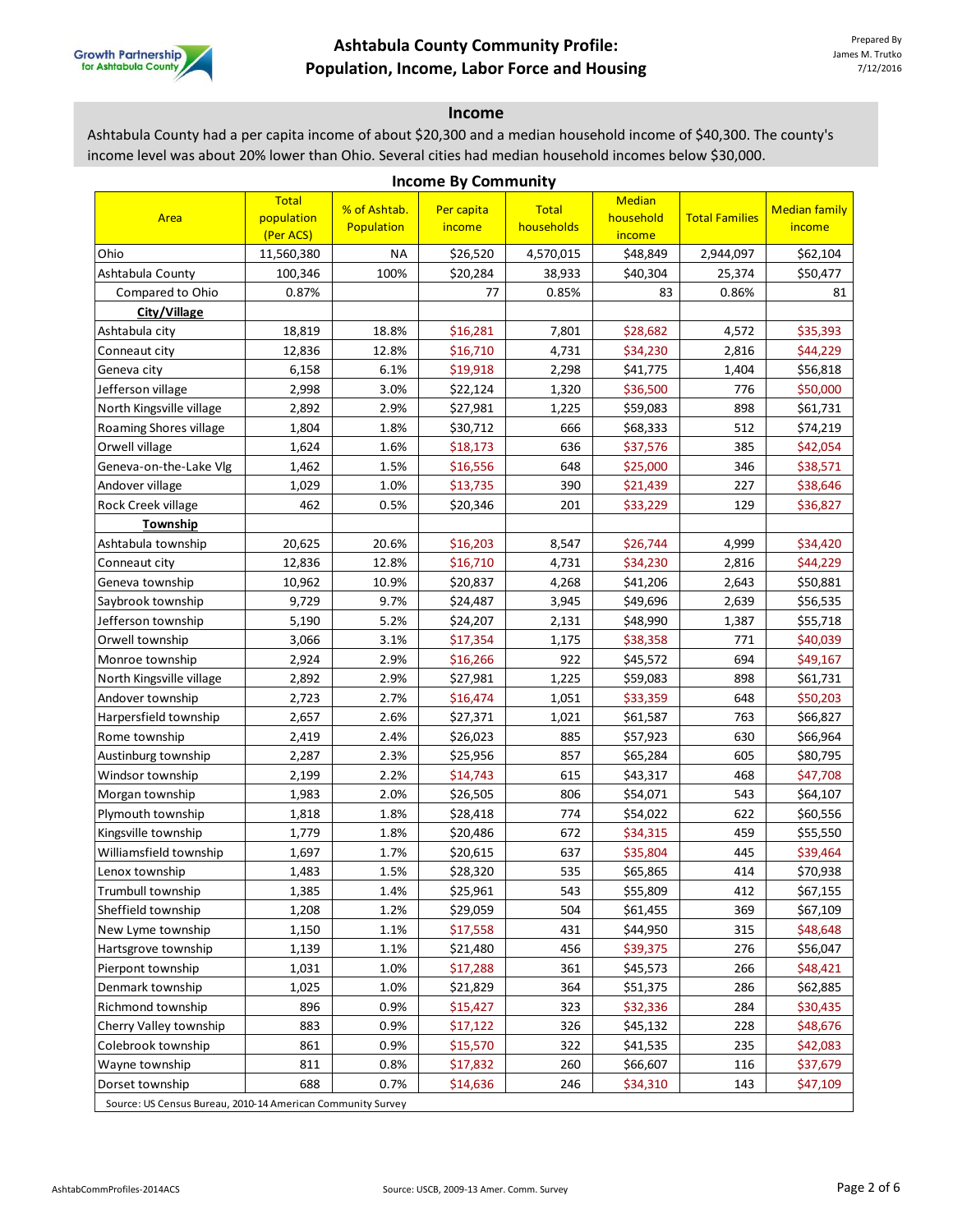# Ashtabula County Community Profile: Population, Income, Labor Force and Housing

Prepared By James M. Trutko 7/12/2016

## Income

Ashtabula County had a per capita income of about $20,300 and a median household income of $40,300. The county's income level was about 20% lower than Ohio. Several cities had median household incomes below $30,000.

### Income By Community

| Area | Total population (Per ACS) | % of Ashtab. Population | Per capita income | Total households | Median household income | Total Families | Median family income |
|---|---|---|---|---|---|---|---|
| Ohio | 11,560,380 | NA | $26,520 | 4,570,015 | $48,849 | 2,944,097 | $62,104 |
| Ashtabula County | 100,346 | 100% | $20,284 | 38,933 | $40,304 | 25,374 | $50,477 |
| Compared to Ohio | 0.87% | | 77 | 0.85% | 83 | 0.86% | 81 |
| **City/Village** | | | | | | | |
| Ashtabula city | 18,819 | 18.8% | $16,281 | 7,801 | $28,682 | 4,572 | $35,393 |
| Conneaut city | 12,836 | 12.8% | $16,710 | 4,731 | $34,230 | 2,816 | $44,229 |
| Geneva city | 6,158 | 6.1% | $19,918 | 2,298 | $41,775 | 1,404 | $56,818 |
| Jefferson village | 2,998 | 3.0% | $22,124 | 1,320 | $36,500 | 776 | $50,000 |
| North Kingsville village | 2,892 | 2.9% | $27,981 | 1,225 | $59,083 | 898 | $61,731 |
| Roaming Shores village | 1,804 | 1.8% | $30,712 | 666 | $68,333 | 512 | $74,219 |
| Orwell village | 1,624 | 1.6% | $18,173 | 636 | $37,576 | 385 | $42,054 |
| Geneva-on-the-Lake Vlg | 1,462 | 1.5% | $16,556 | 648 | $25,000 | 346 | $38,571 |
| Andover village | 1,029 | 1.0% | $13,735 | 390 | $21,439 | 227 | $38,646 |
| Rock Creek village | 462 | 0.5% | $20,346 | 201 | $33,229 | 129 | $36,827 |
| **Township** | | | | | | | |
| Ashtabula township | 20,625 | 20.6% | $16,203 | 8,547 | $26,744 | 4,999 | $34,420 |
| Conneaut city | 12,836 | 12.8% | $16,710 | 4,731 | $34,230 | 2,816 | $44,229 |
| Geneva township | 10,962 | 10.9% | $20,837 | 4,268 | $41,206 | 2,643 | $50,881 |
| Saybrook township | 9,729 | 9.7% | $24,487 | 3,945 | $49,696 | 2,639 | $56,535 |
| Jefferson township | 5,190 | 5.2% | $24,207 | 2,131 | $48,990 | 1,387 | $55,718 |
| Orwell township | 3,066 | 3.1% | $17,354 | 1,175 | $38,358 | 771 | $40,039 |
| Monroe township | 2,924 | 2.9% | $16,266 | 922 | $45,572 | 694 | $49,167 |
| North Kingsville village | 2,892 | 2.9% | $27,981 | 1,225 | $59,083 | 898 | $61,731 |
| Andover township | 2,723 | 2.7% | $16,474 | 1,051 | $33,359 | 648 | $50,203 |
| Harpersfield township | 2,657 | 2.6% | $27,371 | 1,021 | $61,587 | 763 | $66,827 |
| Rome township | 2,419 | 2.4% | $26,023 | 885 | $57,923 | 630 | $66,964 |
| Austinburg township | 2,287 | 2.3% | $25,956 | 857 | $65,284 | 605 | $80,795 |
| Windsor township | 2,199 | 2.2% | $14,743 | 615 | $43,317 | 468 | $47,708 |
| Morgan township | 1,983 | 2.0% | $26,505 | 806 | $54,071 | 543 | $64,107 |
| Plymouth township | 1,818 | 1.8% | $28,418 | 774 | $54,022 | 622 | $60,556 |
| Kingsville township | 1,779 | 1.8% | $20,486 | 672 | $34,315 | 459 | $55,550 |
| Williamsfield township | 1,697 | 1.7% | $20,615 | 637 | $35,804 | 445 | $39,464 |
| Lenox township | 1,483 | 1.5% | $28,320 | 535 | $65,865 | 414 | $70,938 |
| Trumbull township | 1,385 | 1.4% | $25,961 | 543 | $55,809 | 412 | $67,155 |
| Sheffield township | 1,208 | 1.2% | $29,059 | 504 | $61,455 | 369 | $67,109 |
| New Lyme township | 1,150 | 1.1% | $17,558 | 431 | $44,950 | 315 | $48,648 |
| Hartsgrove township | 1,139 | 1.1% | $21,480 | 456 | $39,375 | 276 | $56,047 |
| Pierpont township | 1,031 | 1.0% | $17,288 | 361 | $45,573 | 266 | $48,421 |
| Denmark township | 1,025 | 1.0% | $21,829 | 364 | $51,375 | 286 | $62,885 |
| Richmond township | 896 | 0.9% | $15,427 | 323 | $32,336 | 284 | $30,435 |
| Cherry Valley township | 883 | 0.9% | $17,122 | 326 | $45,132 | 228 | $48,676 |
| Colebrook township | 861 | 0.9% | $15,570 | 322 | $41,535 | 235 | $42,083 |
| Wayne township | 811 | 0.8% | $17,832 | 260 | $66,607 | 116 | $37,679 |
| Dorset township | 688 | 0.7% | $14,636 | 246 | $34,310 | 143 | $47,109 |

Source: US Census Bureau, 2010-14 American Community Survey

AshtabCommProfiles-2014ACS

Source: USCB, 2009-13 Amer. Comm. Survey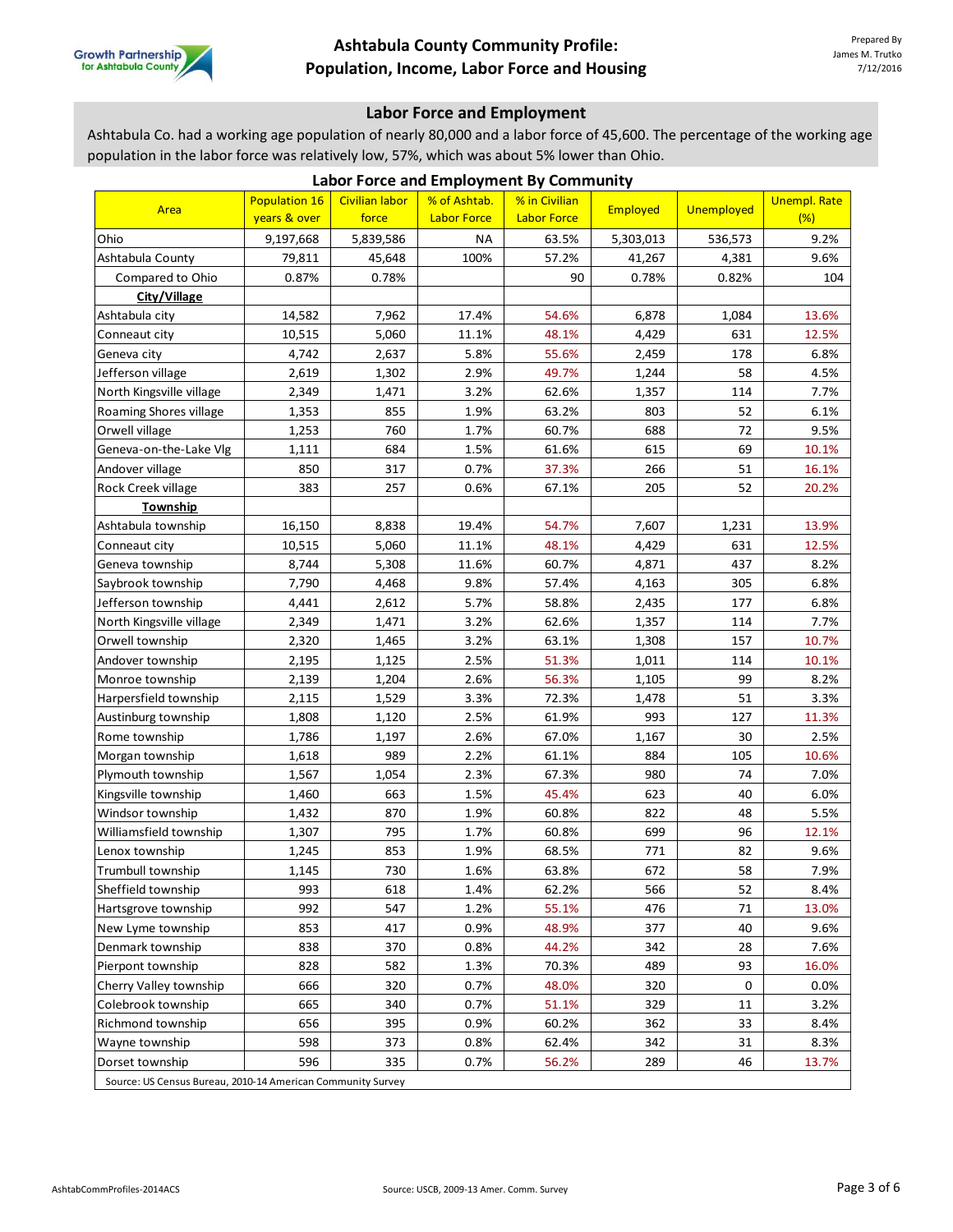# Ashtabula County Community Profile: Population, Income, Labor Force and Housing

Prepared By James M. Trutko 7/12/2016

## Labor Force and Employment

Ashtabula Co. had a working age population of nearly 80,000 and a labor force of 45,600. The percentage of the working age population in the labor force was relatively low, 57%, which was about 5% lower than Ohio.

### Labor Force and Employment By Community

| Area | Population 16 years & over | Civilian labor force | % of Ashtab. Labor Force | % in Civilian Labor Force | Employed | Unemployed | Unempl. Rate (%) |
|---|---|---|---|---|---|---|---|
| Ohio | 9,197,668 | 5,839,586 | NA | 63.5% | 5,303,013 | 536,573 | 9.2% |
| Ashtabula County | 79,811 | 45,648 | 100% | 57.2% | 41,267 | 4,381 | 9.6% |
| Compared to Ohio | 0.87% | 0.78% | | 90 | 0.78% | 0.82% | 104 |
| **City/Village** | | | | | | | |
| Ashtabula city | 14,582 | 7,962 | 17.4% | 54.6% | 6,878 | 1,084 | 13.6% |
| Conneaut city | 10,515 | 5,060 | 11.1% | 48.1% | 4,429 | 631 | 12.5% |
| Geneva city | 4,742 | 2,637 | 5.8% | 55.6% | 2,459 | 178 | 6.8% |
| Jefferson village | 2,619 | 1,302 | 2.9% | 49.7% | 1,244 | 58 | 4.5% |
| North Kingsville village | 2,349 | 1,471 | 3.2% | 62.6% | 1,357 | 114 | 7.7% |
| Roaming Shores village | 1,353 | 855 | 1.9% | 63.2% | 803 | 52 | 6.1% |
| Orwell village | 1,253 | 760 | 1.7% | 60.7% | 688 | 72 | 9.5% |
| Geneva-on-the-Lake Vlg | 1,111 | 684 | 1.5% | 61.6% | 615 | 69 | 10.1% |
| Andover village | 850 | 317 | 0.7% | 37.3% | 266 | 51 | 16.1% |
| Rock Creek village | 383 | 257 | 0.6% | 67.1% | 205 | 52 | 20.2% |
| **Township** | | | | | | | |
| Ashtabula township | 16,150 | 8,838 | 19.4% | 54.7% | 7,607 | 1,231 | 13.9% |
| Conneaut city | 10,515 | 5,060 | 11.1% | 48.1% | 4,429 | 631 | 12.5% |
| Geneva township | 8,744 | 5,308 | 11.6% | 60.7% | 4,871 | 437 | 8.2% |
| Saybrook township | 7,790 | 4,468 | 9.8% | 57.4% | 4,163 | 305 | 6.8% |
| Jefferson township | 4,441 | 2,612 | 5.7% | 58.8% | 2,435 | 177 | 6.8% |
| North Kingsville village | 2,349 | 1,471 | 3.2% | 62.6% | 1,357 | 114 | 7.7% |
| Orwell township | 2,320 | 1,465 | 3.2% | 63.1% | 1,308 | 157 | 10.7% |
| Andover township | 2,195 | 1,125 | 2.5% | 51.3% | 1,011 | 114 | 10.1% |
| Monroe township | 2,139 | 1,204 | 2.6% | 56.3% | 1,105 | 99 | 8.2% |
| Harpersfield township | 2,115 | 1,529 | 3.3% | 72.3% | 1,478 | 51 | 3.3% |
| Austinburg township | 1,808 | 1,120 | 2.5% | 61.9% | 993 | 127 | 11.3% |
| Rome township | 1,786 | 1,197 | 2.6% | 67.0% | 1,167 | 30 | 2.5% |
| Morgan township | 1,618 | 989 | 2.2% | 61.1% | 884 | 105 | 10.6% |
| Plymouth township | 1,567 | 1,054 | 2.3% | 67.3% | 980 | 74 | 7.0% |
| Kingsville township | 1,460 | 663 | 1.5% | 45.4% | 623 | 40 | 6.0% |
| Windsor township | 1,432 | 870 | 1.9% | 60.8% | 822 | 48 | 5.5% |
| Williamsfield township | 1,307 | 795 | 1.7% | 60.8% | 699 | 96 | 12.1% |
| Lenox township | 1,245 | 853 | 1.9% | 68.5% | 771 | 82 | 9.6% |
| Trumbull township | 1,145 | 730 | 1.6% | 63.8% | 672 | 58 | 7.9% |
| Sheffield township | 993 | 618 | 1.4% | 62.2% | 566 | 52 | 8.4% |
| Hartsgrove township | 992 | 547 | 1.2% | 55.1% | 476 | 71 | 13.0% |
| New Lyme township | 853 | 417 | 0.9% | 48.9% | 377 | 40 | 9.6% |
| Denmark township | 838 | 370 | 0.8% | 44.2% | 342 | 28 | 7.6% |
| Pierpont township | 828 | 582 | 1.3% | 70.3% | 489 | 93 | 16.0% |
| Cherry Valley township | 666 | 320 | 0.7% | 48.0% | 320 | 0 | 0.0% |
| Colebrook township | 665 | 340 | 0.7% | 51.1% | 329 | 11 | 3.2% |
| Richmond township | 656 | 395 | 0.9% | 60.2% | 362 | 33 | 8.4% |
| Wayne township | 598 | 373 | 0.8% | 62.4% | 342 | 31 | 8.3% |
| Dorset township | 596 | 335 | 0.7% | 56.2% | 289 | 46 | 13.7% |

Source: US Census Bureau, 2010-14 American Community Survey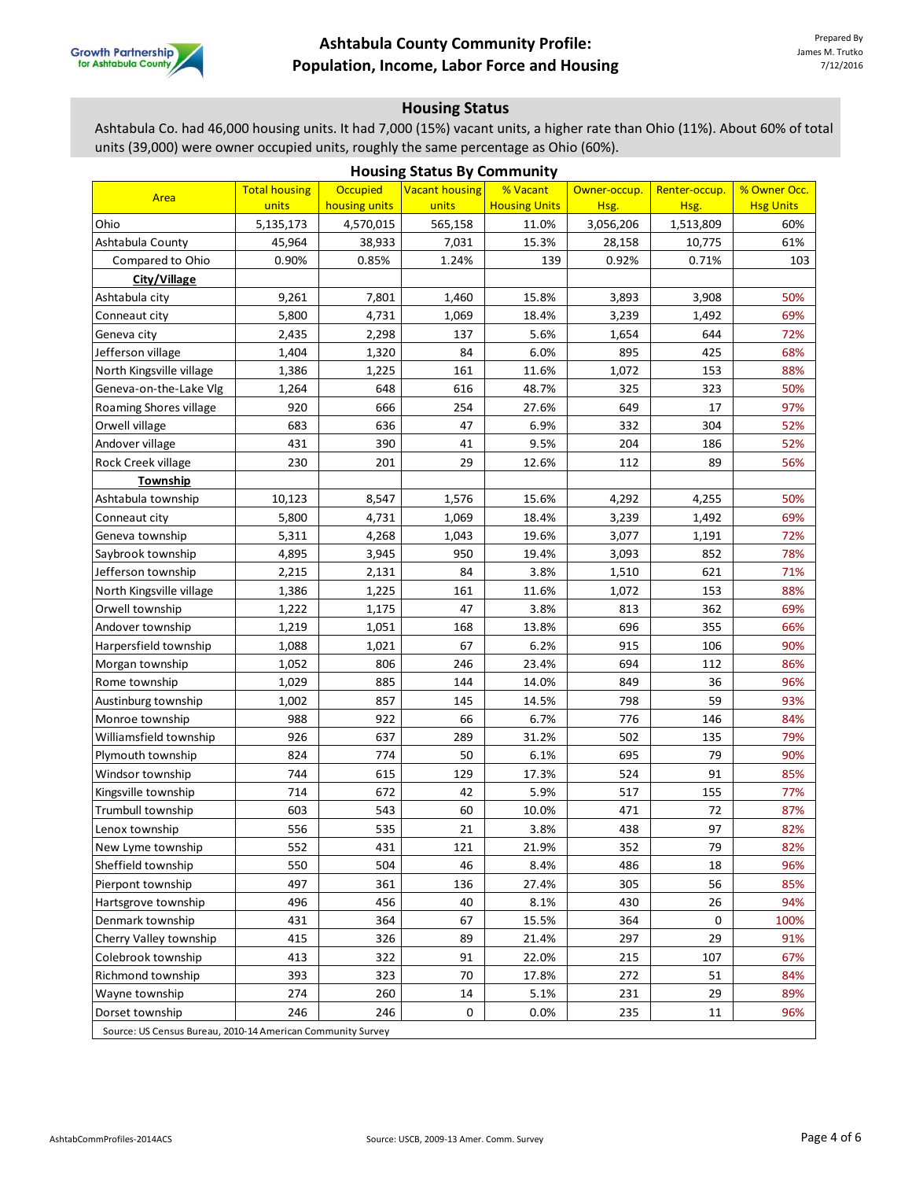# Ashtabula County Community Profile: Population, Income, Labor Force and Housing

Prepared By James M. Trutko 7/12/2016

## Housing Status

Ashtabula Co. had 46,000 housing units. It had 7,000 (15%) vacant units, a higher rate than Ohio (11%). About 60% of total units (39,000) were owner occupied units, roughly the same percentage as Ohio (60%).

### Housing Status By Community

| Area | Total housing units | Occupied housing units | Vacant housing units | % Vacant Housing Units | Owner-occup. Hsg. | Renter-occup. Hsg. | % Owner Occ. Hsg Units |
|---|---|---|---|---|---|---|---|
| Ohio | 5,135,173 | 4,570,015 | 565,158 | 11.0% | 3,056,206 | 1,513,809 | 60% |
| Ashtabula County | 45,964 | 38,933 | 7,031 | 15.3% | 28,158 | 10,775 | 61% |
| Compared to Ohio | 0.90% | 0.85% | 1.24% | 139 | 0.92% | 0.71% | 103 |
| **City/Village** | | | | | | | |
| Ashtabula city | 9,261 | 7,801 | 1,460 | 15.8% | 3,893 | 3,908 | 50% |
| Conneaut city | 5,800 | 4,731 | 1,069 | 18.4% | 3,239 | 1,492 | 69% |
| Geneva city | 2,435 | 2,298 | 137 | 5.6% | 1,654 | 644 | 72% |
| Jefferson village | 1,404 | 1,320 | 84 | 6.0% | 895 | 425 | 68% |
| North Kingsville village | 1,386 | 1,225 | 161 | 11.6% | 1,072 | 153 | 88% |
| Geneva-on-the-Lake Vlg | 1,264 | 648 | 616 | 48.7% | 325 | 323 | 50% |
| Roaming Shores village | 920 | 666 | 254 | 27.6% | 649 | 17 | 97% |
| Orwell village | 683 | 636 | 47 | 6.9% | 332 | 304 | 52% |
| Andover village | 431 | 390 | 41 | 9.5% | 204 | 186 | 52% |
| Rock Creek village | 230 | 201 | 29 | 12.6% | 112 | 89 | 56% |
| **Township** | | | | | | | |
| Ashtabula township | 10,123 | 8,547 | 1,576 | 15.6% | 4,292 | 4,255 | 50% |
| Conneaut city | 5,800 | 4,731 | 1,069 | 18.4% | 3,239 | 1,492 | 69% |
| Geneva township | 5,311 | 4,268 | 1,043 | 19.6% | 3,077 | 1,191 | 72% |
| Saybrook township | 4,895 | 3,945 | 950 | 19.4% | 3,093 | 852 | 78% |
| Jefferson township | 2,215 | 2,131 | 84 | 3.8% | 1,510 | 621 | 71% |
| North Kingsville village | 1,386 | 1,225 | 161 | 11.6% | 1,072 | 153 | 88% |
| Orwell township | 1,222 | 1,175 | 47 | 3.8% | 813 | 362 | 69% |
| Andover township | 1,219 | 1,051 | 168 | 13.8% | 696 | 355 | 66% |
| Harpersfield township | 1,088 | 1,021 | 67 | 6.2% | 915 | 106 | 90% |
| Morgan township | 1,052 | 806 | 246 | 23.4% | 694 | 112 | 86% |
| Rome township | 1,029 | 885 | 144 | 14.0% | 849 | 36 | 96% |
| Austinburg township | 1,002 | 857 | 145 | 14.5% | 798 | 59 | 93% |
| Monroe township | 988 | 922 | 66 | 6.7% | 776 | 146 | 84% |
| Williamsfield township | 926 | 637 | 289 | 31.2% | 502 | 135 | 79% |
| Plymouth township | 824 | 774 | 50 | 6.1% | 695 | 79 | 90% |
| Windsor township | 744 | 615 | 129 | 17.3% | 524 | 91 | 85% |
| Kingsville township | 714 | 672 | 42 | 5.9% | 517 | 155 | 77% |
| Trumbull township | 603 | 543 | 60 | 10.0% | 471 | 72 | 87% |
| Lenox township | 556 | 535 | 21 | 3.8% | 438 | 97 | 82% |
| New Lyme township | 552 | 431 | 121 | 21.9% | 352 | 79 | 82% |
| Sheffield township | 550 | 504 | 46 | 8.4% | 486 | 18 | 96% |
| Pierpont township | 497 | 361 | 136 | 27.4% | 305 | 56 | 85% |
| Hartsgrove township | 496 | 456 | 40 | 8.1% | 430 | 26 | 94% |
| Denmark township | 431 | 364 | 67 | 15.5% | 364 | 0 | 100% |
| Cherry Valley township | 415 | 326 | 89 | 21.4% | 297 | 29 | 91% |
| Colebrook township | 413 | 322 | 91 | 22.0% | 215 | 107 | 67% |
| Richmond township | 393 | 323 | 70 | 17.8% | 272 | 51 | 84% |
| Wayne township | 274 | 260 | 14 | 5.1% | 231 | 29 | 89% |
| Dorset township | 246 | 246 | 0 | 0.0% | 235 | 11 | 96% |

Source: US Census Bureau, 2010-14 American Community Survey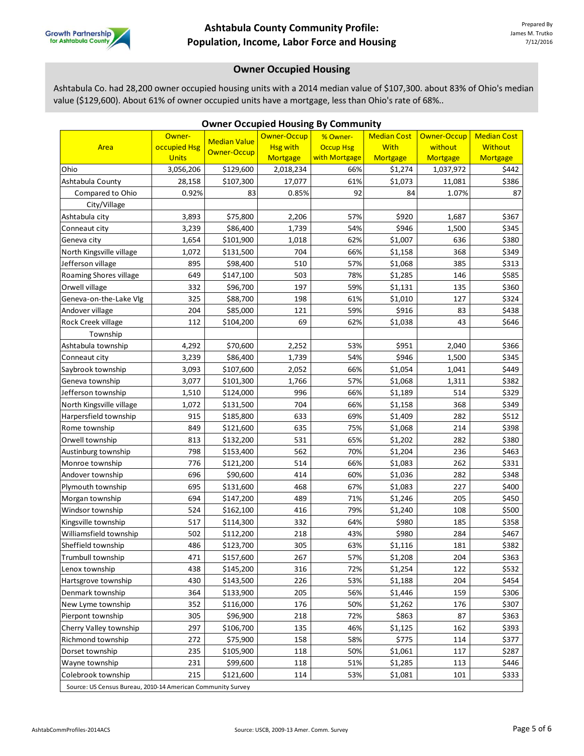## Owner Occupied Housing

Ashtabula Co. had 28,200 owner occupied housing units with a 2014 median value of $107,300. about 83% of Ohio's median value ($129,600). About 61% of owner occupied units have a mortgage, less than Ohio's rate of 68%..

### Owner Occupied Housing By Community

| Area | Owner-occupied Hsg Units | Median Value Owner-Occup | Owner-Occup Hsg with Mortgage | % Owner-Occup Hsg with Mortgage | Median Cost With Mortgage | Owner-Occup without Mortgage | Median Cost Without Mortgage |
|---|---|---|---|---|---|---|---|
| Ohio | 3,056,206 | $129,600 | 2,018,234 | 66% | $1,274 | 1,037,972 | $442 |
| Ashtabula County | 28,158 | $107,300 | 17,077 | 61% | $1,073 | 11,081 | $386 |
| Compared to Ohio | 0.92% | 83 | 0.85% | 92 | 84 | 1.07% | 87 |
| City/Village | | | | | | | |
| Ashtabula city | 3,893 | $75,800 | 2,206 | 57% | $920 | 1,687 | $367 |
| Conneaut city | 3,239 | $86,400 | 1,739 | 54% | $946 | 1,500 | $345 |
| Geneva city | 1,654 | $101,900 | 1,018 | 62% | $1,007 | 636 | $380 |
| North Kingsville village | 1,072 | $131,500 | 704 | 66% | $1,158 | 368 | $349 |
| Jefferson village | 895 | $98,400 | 510 | 57% | $1,068 | 385 | $313 |
| Roaming Shores village | 649 | $147,100 | 503 | 78% | $1,285 | 146 | $585 |
| Orwell village | 332 | $96,700 | 197 | 59% | $1,131 | 135 | $360 |
| Geneva-on-the-Lake Vlg | 325 | $88,700 | 198 | 61% | $1,010 | 127 | $324 |
| Andover village | 204 | $85,000 | 121 | 59% | $916 | 83 | $438 |
| Rock Creek village | 112 | $104,200 | 69 | 62% | $1,038 | 43 | $646 |
| Township | | | | | | | |
| Ashtabula township | 4,292 | $70,600 | 2,252 | 53% | $951 | 2,040 | $366 |
| Conneaut city | 3,239 | $86,400 | 1,739 | 54% | $946 | 1,500 | $345 |
| Saybrook township | 3,093 | $107,600 | 2,052 | 66% | $1,054 | 1,041 | $449 |
| Geneva township | 3,077 | $101,300 | 1,766 | 57% | $1,068 | 1,311 | $382 |
| Jefferson township | 1,510 | $124,000 | 996 | 66% | $1,189 | 514 | $329 |
| North Kingsville village | 1,072 | $131,500 | 704 | 66% | $1,158 | 368 | $349 |
| Harpersfield township | 915 | $185,800 | 633 | 69% | $1,409 | 282 | $512 |
| Rome township | 849 | $121,600 | 635 | 75% | $1,068 | 214 | $398 |
| Orwell township | 813 | $132,200 | 531 | 65% | $1,202 | 282 | $380 |
| Austinburg township | 798 | $153,400 | 562 | 70% | $1,204 | 236 | $463 |
| Monroe township | 776 | $121,200 | 514 | 66% | $1,083 | 262 | $331 |
| Andover township | 696 | $90,600 | 414 | 60% | $1,036 | 282 | $348 |
| Plymouth township | 695 | $131,600 | 468 | 67% | $1,083 | 227 | $400 |
| Morgan township | 694 | $147,200 | 489 | 71% | $1,246 | 205 | $450 |
| Windsor township | 524 | $162,100 | 416 | 79% | $1,240 | 108 | $500 |
| Kingsville township | 517 | $114,300 | 332 | 64% | $980 | 185 | $358 |
| Williamsfield township | 502 | $112,200 | 218 | 43% | $980 | 284 | $467 |
| Sheffield township | 486 | $123,700 | 305 | 63% | $1,116 | 181 | $382 |
| Trumbull township | 471 | $157,600 | 267 | 57% | $1,208 | 204 | $363 |
| Lenox township | 438 | $145,200 | 316 | 72% | $1,254 | 122 | $532 |
| Hartsgrove township | 430 | $143,500 | 226 | 53% | $1,188 | 204 | $454 |
| Denmark township | 364 | $133,900 | 205 | 56% | $1,446 | 159 | $306 |
| New Lyme township | 352 | $116,000 | 176 | 50% | $1,262 | 176 | $307 |
| Pierpont township | 305 | $96,900 | 218 | 72% | $863 | 87 | $363 |
| Cherry Valley township | 297 | $106,700 | 135 | 46% | $1,125 | 162 | $393 |
| Richmond township | 272 | $75,900 | 158 | 58% | $775 | 114 | $377 |
| Dorset township | 235 | $105,900 | 118 | 50% | $1,061 | 117 | $287 |
| Wayne township | 231 | $99,600 | 118 | 51% | $1,285 | 113 | $446 |
| Colebrook township | 215 | $121,600 | 114 | 53% | $1,081 | 101 | $333 |

Source: US Census Bureau, 2010-14 American Community Survey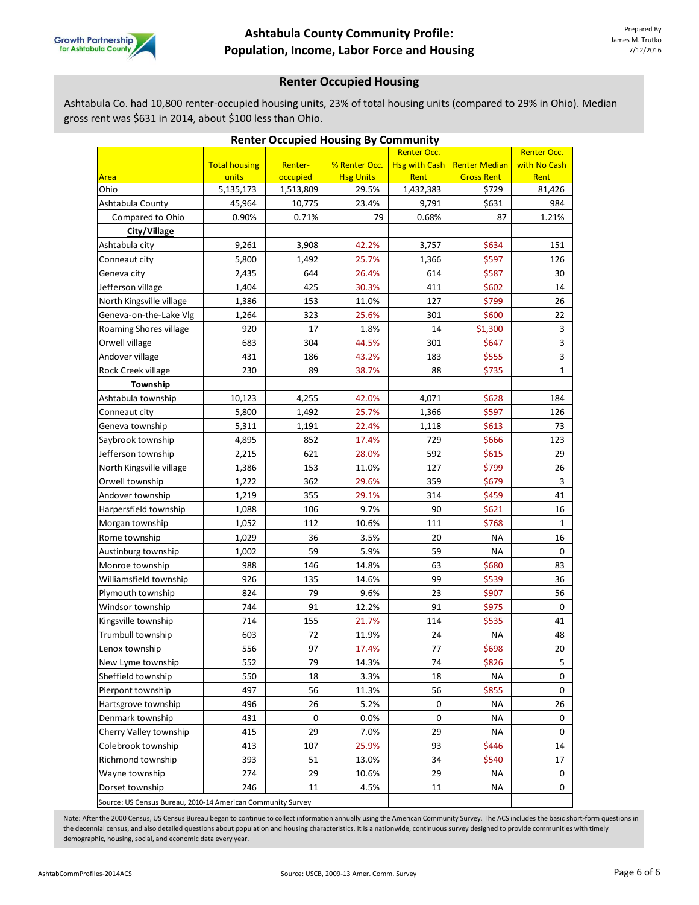## Renter Occupied Housing

Ashtabula Co. had 10,800 renter-occupied housing units, 23% of total housing units (compared to 29% in Ohio). Median gross rent was $631 in 2014, about $100 less than Ohio.

### Renter Occupied Housing By Community

| Area | Total housing units | Renter-occupied | % Renter Occ. Hsg Units | Renter Occ. Hsg with Cash Rent | Renter Median Gross Rent | Renter Occ. with No Cash Rent |
|---|---|---|---|---|---|---|
| Ohio | 5,135,173 | 1,513,809 | 29.5% | 1,432,383 | $729 | 81,426 |
| Ashtabula County | 45,964 | 10,775 | 23.4% | 9,791 | $631 | 984 |
| Compared to Ohio | 0.90% | 0.71% | 79 | 0.68% | 87 | 1.21% |
| **City/Village** | | | | | | |
| Ashtabula city | 9,261 | 3,908 | 42.2% | 3,757 | $634 | 151 |
| Conneaut city | 5,800 | 1,492 | 25.7% | 1,366 | $597 | 126 |
| Geneva city | 2,435 | 644 | 26.4% | 614 | $587 | 30 |
| Jefferson village | 1,404 | 425 | 30.3% | 411 | $602 | 14 |
| North Kingsville village | 1,386 | 153 | 11.0% | 127 | $799 | 26 |
| Geneva-on-the-Lake Vlg | 1,264 | 323 | 25.6% | 301 | $600 | 22 |
| Roaming Shores village | 920 | 17 | 1.8% | 14 | $1,300 | 3 |
| Orwell village | 683 | 304 | 44.5% | 301 | $647 | 3 |
| Andover village | 431 | 186 | 43.2% | 183 | $555 | 3 |
| Rock Creek village | 230 | 89 | 38.7% | 88 | $735 | 1 |
| **Township** | | | | | | |
| Ashtabula township | 10,123 | 4,255 | 42.0% | 4,071 | $628 | 184 |
| Conneaut city | 5,800 | 1,492 | 25.7% | 1,366 | $597 | 126 |
| Geneva township | 5,311 | 1,191 | 22.4% | 1,118 | $613 | 73 |
| Saybrook township | 4,895 | 852 | 17.4% | 729 | $666 | 123 |
| Jefferson township | 2,215 | 621 | 28.0% | 592 | $615 | 29 |
| North Kingsville village | 1,386 | 153 | 11.0% | 127 | $799 | 26 |
| Orwell township | 1,222 | 362 | 29.6% | 359 | $679 | 3 |
| Andover township | 1,219 | 355 | 29.1% | 314 | $459 | 41 |
| Harpersfield township | 1,088 | 106 | 9.7% | 90 | $621 | 16 |
| Morgan township | 1,052 | 112 | 10.6% | 111 | $768 | 1 |
| Rome township | 1,029 | 36 | 3.5% | 20 | NA | 16 |
| Austinburg township | 1,002 | 59 | 5.9% | 59 | NA | 0 |
| Monroe township | 988 | 146 | 14.8% | 63 | $680 | 83 |
| Williamsfield township | 926 | 135 | 14.6% | 99 | $539 | 36 |
| Plymouth township | 824 | 79 | 9.6% | 23 | $907 | 56 |
| Windsor township | 744 | 91 | 12.2% | 91 | $975 | 0 |
| Kingsville township | 714 | 155 | 21.7% | 114 | $535 | 41 |
| Trumbull township | 603 | 72 | 11.9% | 24 | NA | 48 |
| Lenox township | 556 | 97 | 17.4% | 77 | $698 | 20 |
| New Lyme township | 552 | 79 | 14.3% | 74 | $826 | 5 |
| Sheffield township | 550 | 18 | 3.3% | 18 | NA | 0 |
| Pierpont township | 497 | 56 | 11.3% | 56 | $855 | 0 |
| Hartsgrove township | 496 | 26 | 5.2% | 0 | NA | 26 |
| Denmark township | 431 | 0 | 0.0% | 0 | NA | 0 |
| Cherry Valley township | 415 | 29 | 7.0% | 29 | NA | 0 |
| Colebrook township | 413 | 107 | 25.9% | 93 | $446 | 14 |
| Richmond township | 393 | 51 | 13.0% | 34 | $540 | 17 |
| Wayne township | 274 | 29 | 10.6% | 29 | NA | 0 |
| Dorset township | 246 | 11 | 4.5% | 11 | NA | 0 |

Source: US Census Bureau, 2010-14 American Community Survey

Note: After the 2000 Census, US Census Bureau began to continue to collect information annually using the American Community Survey. The ACS includes the basic short-form questions in the decennial census, and also detailed questions about population and housing characteristics. It is a nationwide, continuous survey designed to provide communities with timely demographic, housing, social, and economic data every year.